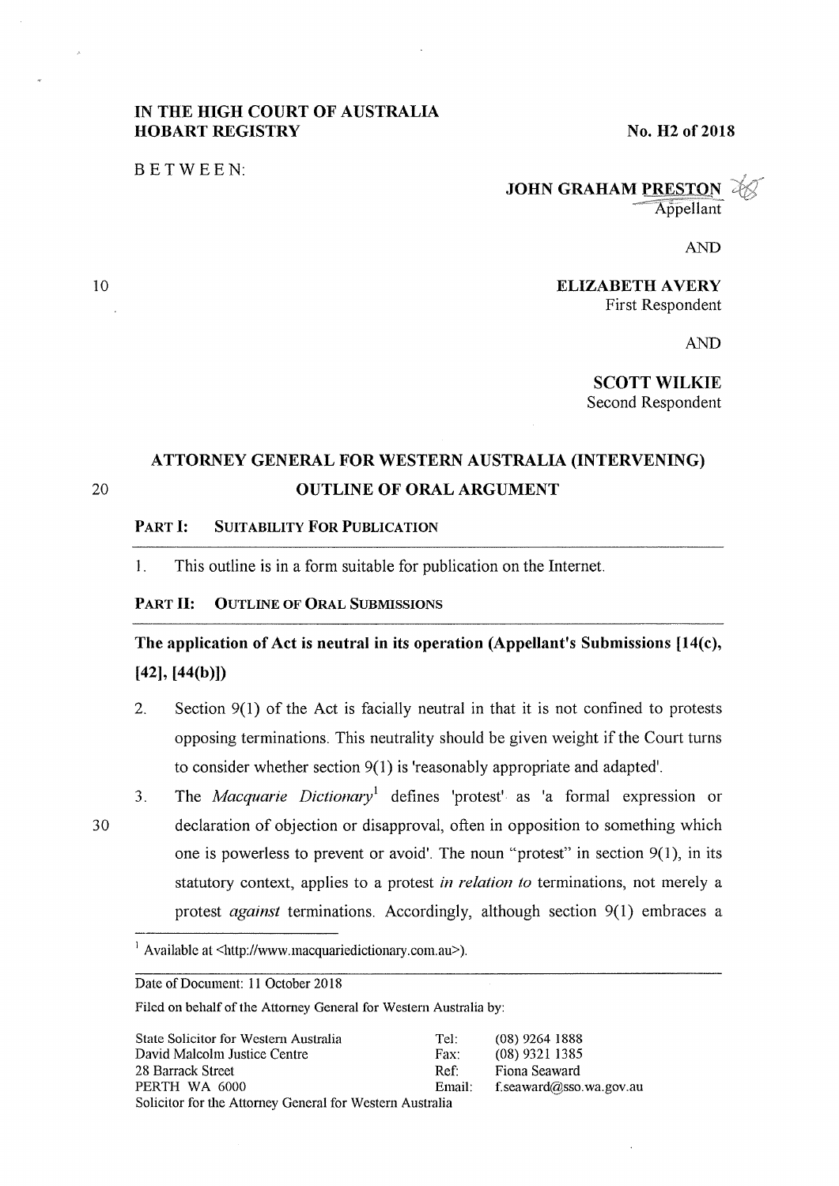**IN THE HIGH COURT OF AUSTRALIA**
**HOBART REGISTRY**

**No. H2 of 2018**

BETWEEN:

**JOHN GRAHAM PRESTON**
Appellant

AND

**ELIZABETH AVERY**
First Respondent

AND

**SCOTT WILKIE**
Second Respondent

## ATTORNEY GENERAL FOR WESTERN AUSTRALIA (INTERVENING) OUTLINE OF ORAL ARGUMENT

### PART I: SUITABILITY FOR PUBLICATION

1. This outline is in a form suitable for publication on the Internet.

### PART II: OUTLINE OF ORAL SUBMISSIONS

**The application of Act is neutral in its operation (Appellant's Submissions [14(c), [42], [44(b)])**

2. Section 9(1) of the Act is facially neutral in that it is not confined to protests opposing terminations. This neutrality should be given weight if the Court turns to consider whether section 9(1) is 'reasonably appropriate and adapted'.

3. The *Macquarie Dictionary*[1] defines 'protest' as 'a formal expression or declaration of objection or disapproval, often in opposition to something which one is powerless to prevent or avoid'. The noun "protest" in section 9(1), in its statutory context, applies to a protest *in relation to* terminations, not merely a protest *against* terminations. Accordingly, although section 9(1) embraces a

[1] Available at <http://www.macquariedictionary.com.au>).

Date of Document: 11 October 2018

Filed on behalf of the Attorney General for Western Australia by:

| | | |
|---|---|---|
| State Solicitor for Western Australia | Tel: | (08) 9264 1888 |
| David Malcolm Justice Centre | Fax: | (08) 9321 1385 |
| 28 Barrack Street | Ref: | Fiona Seaward |
| PERTH WA 6000 | Email: | f.seaward@sso.wa.gov.au |

Solicitor for the Attorney General for Western Australia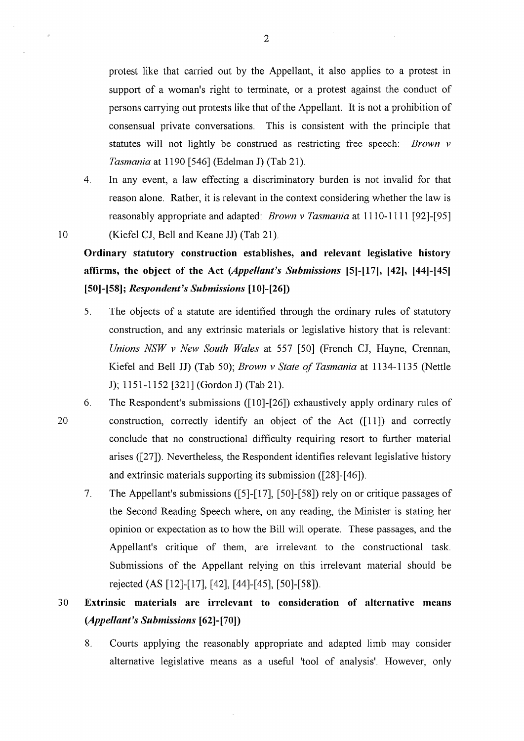protest like that carried out by the Appellant, it also applies to a protest in support of a woman's right to terminate, or a protest against the conduct of persons carrying out protests like that of the Appellant. It is not a prohibition of consensual private conversations. This is consistent with the principle that statutes will not lightly be construed as restricting free speech: *Brown v Tasmania* at 1190 [546] (Edelman J) (Tab 21).

4. In any event, a law effecting a discriminatory burden is not invalid for that reason alone. Rather, it is relevant in the context considering whether the law is reasonably appropriate and adapted: *Brown v Tasmania* at 1110-1111 [92]-[95] (Kiefel CJ, Bell and Keane JJ) (Tab 21).

**Ordinary statutory construction establishes, and relevant legislative history affirms, the object of the Act (*Appellant's Submissions* [5]-[17], [42], [44]-[45] [50]-[58]; *Respondent's Submissions* [10]-[26])**

5. The objects of a statute are identified through the ordinary rules of statutory construction, and any extrinsic materials or legislative history that is relevant: *Unions NSW v New South Wales* at 557 [50] (French CJ, Hayne, Crennan, Kiefel and Bell JJ) (Tab 50); *Brown v State of Tasmania* at 1134-1135 (Nettle J); 1151-1152 [321] (Gordon J) (Tab 21).

6. The Respondent's submissions ([10]-[26]) exhaustively apply ordinary rules of construction, correctly identify an object of the Act ([11]) and correctly conclude that no constructional difficulty requiring resort to further material arises ([27]). Nevertheless, the Respondent identifies relevant legislative history and extrinsic materials supporting its submission ([28]-[46]).

7. The Appellant's submissions ([5]-[17], [50]-[58]) rely on or critique passages of the Second Reading Speech where, on any reading, the Minister is stating her opinion or expectation as to how the Bill will operate. These passages, and the Appellant's critique of them, are irrelevant to the constructional task. Submissions of the Appellant relying on this irrelevant material should be rejected (AS [12]-[17], [42], [44]-[45], [50]-[58]).

**Extrinsic materials are irrelevant to consideration of alternative means (*Appellant's Submissions* [62]-[70])**

8. Courts applying the reasonably appropriate and adapted limb may consider alternative legislative means as a useful 'tool of analysis'. However, only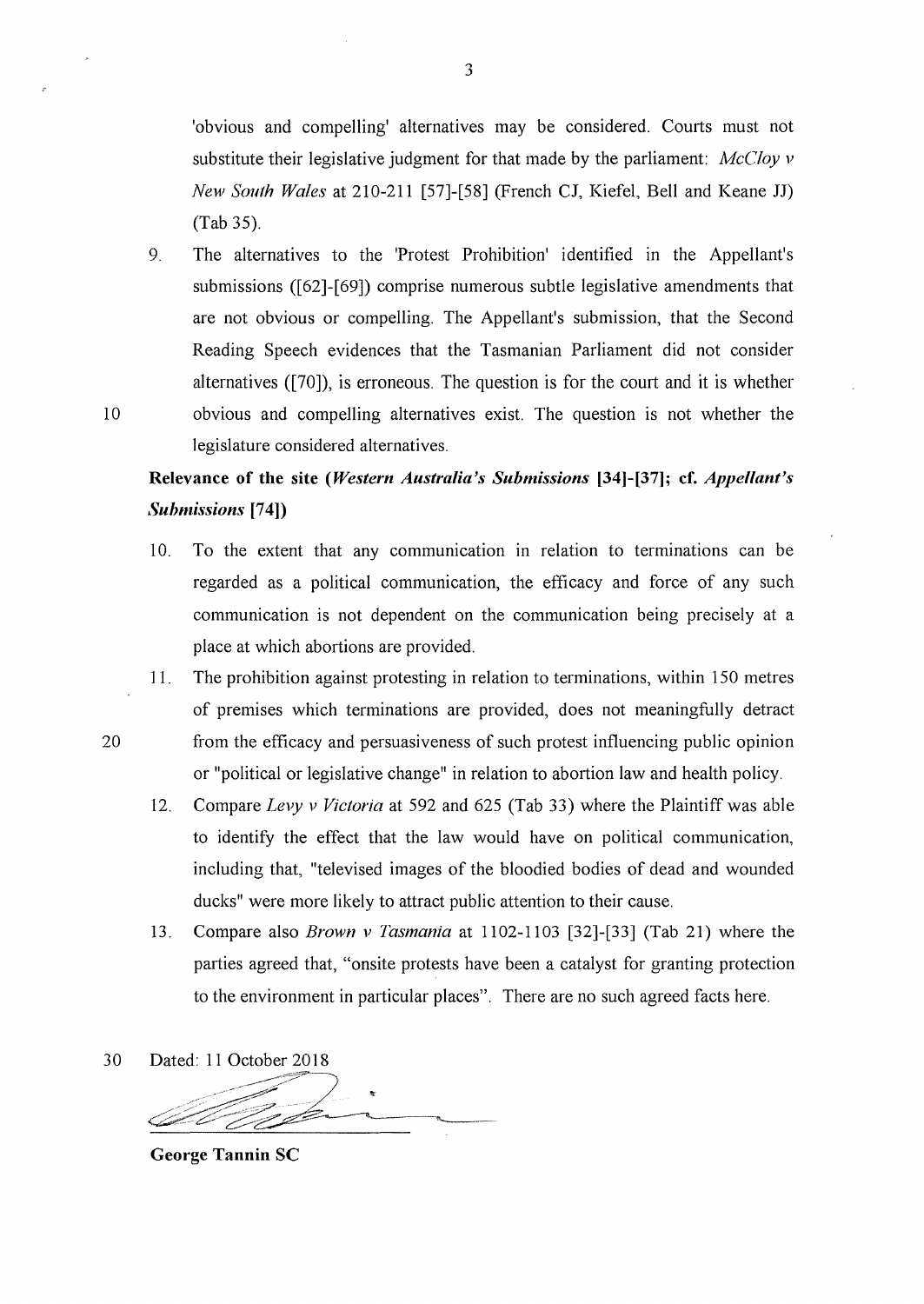'obvious and compelling' alternatives may be considered. Courts must not substitute their legislative judgment for that made by the parliament: *McCloy v New South Wales* at 210-211 [57]-[58] (French CJ, Kiefel, Bell and Keane JJ) (Tab 35).

9. The alternatives to the 'Protest Prohibition' identified in the Appellant's submissions ([62]-[69]) comprise numerous subtle legislative amendments that are not obvious or compelling. The Appellant's submission, that the Second Reading Speech evidences that the Tasmanian Parliament did not consider alternatives ([70]), is erroneous. The question is for the court and it is whether obvious and compelling alternatives exist. The question is not whether the legislature considered alternatives.

**Relevance of the site (*Western Australia's Submissions* [34]-[37]; cf. *Appellant's Submissions* [74])**

10. To the extent that any communication in relation to terminations can be regarded as a political communication, the efficacy and force of any such communication is not dependent on the communication being precisely at a place at which abortions are provided.

11. The prohibition against protesting in relation to terminations, within 150 metres of premises which terminations are provided, does not meaningfully detract from the efficacy and persuasiveness of such protest influencing public opinion or "political or legislative change" in relation to abortion law and health policy.

12. Compare *Levy v Victoria* at 592 and 625 (Tab 33) where the Plaintiff was able to identify the effect that the law would have on political communication, including that, "televised images of the bloodied bodies of dead and wounded ducks" were more likely to attract public attention to their cause.

13. Compare also *Brown v Tasmania* at 1102-1103 [32]-[33] (Tab 21) where the parties agreed that, "onsite protests have been a catalyst for granting protection to the environment in particular places". There are no such agreed facts here.

Dated: 11 October 2018

**George Tannin SC**